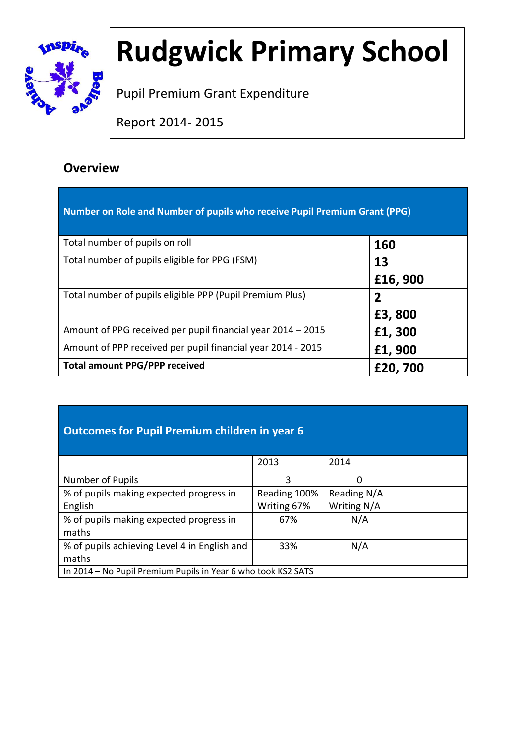# Rudgwick Primary School

Pupil Premium Grant Expenditure

Report 2014- 2015

## Overview

| Number on Role and Number of pupils who receive Pupil Premium Grant (PPG) | |
|---|---|
| Total number of pupils on roll | **160** |
| Total number of pupils eligible for PPG (FSM) | **13**<br>**£16, 900** |
| Total number of pupils eligible PPP (Pupil Premium Plus) | **2**<br>**£3, 800** |
| Amount of PPG received per pupil financial year 2014 – 2015 | **£1, 300** |
| Amount of PPP received per pupil financial year 2014 - 2015 | **£1, 900** |
| **Total amount PPG/PPP received** | **£20, 700** |

| Outcomes for Pupil Premium children in year 6 | | | |
|---|---|---|---|
| | 2013 | 2014 | |
| Number of Pupils | 3 | 0 | |
| % of pupils making expected progress in English | Reading 100%<br>Writing 67% | Reading N/A<br>Writing N/A | |
| % of pupils making expected progress in maths | 67% | N/A | |
| % of pupils achieving Level 4 in English and maths | 33% | N/A | |
| In 2014 – No Pupil Premium Pupils in Year 6 who took KS2 SATS | | | |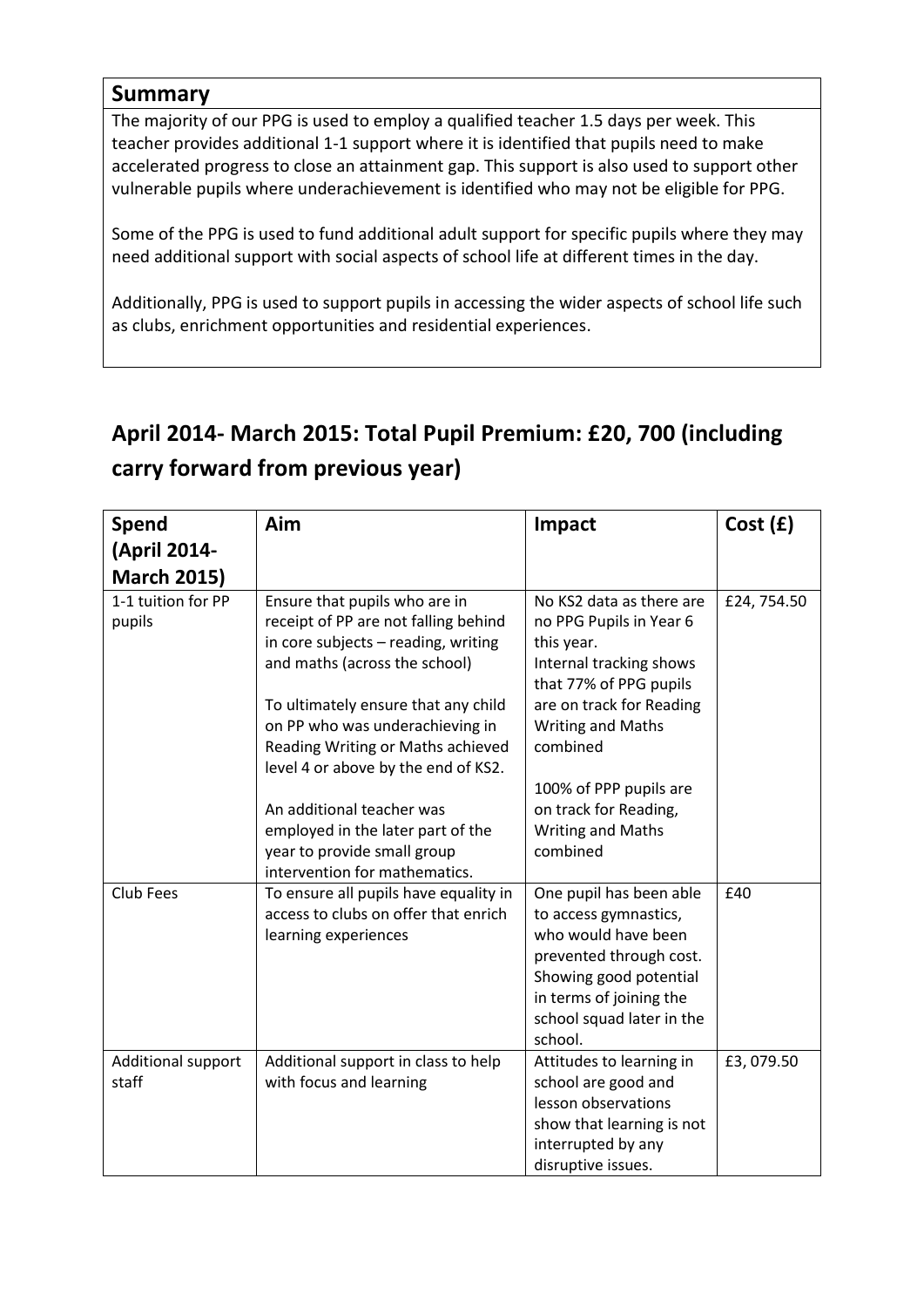## Summary

The majority of our PPG is used to employ a qualified teacher 1.5 days per week. This teacher provides additional 1-1 support where it is identified that pupils need to make accelerated progress to close an attainment gap. This support is also used to support other vulnerable pupils where underachievement is identified who may not be eligible for PPG.

Some of the PPG is used to fund additional adult support for specific pupils where they may need additional support with social aspects of school life at different times in the day.

Additionally, PPG is used to support pupils in accessing the wider aspects of school life such as clubs, enrichment opportunities and residential experiences.

## April 2014- March 2015: Total Pupil Premium: £20, 700 (including carry forward from previous year)

| Spend (April 2014-March 2015) | Aim | Impact | Cost (£) |
|---|---|---|---|
| 1-1 tuition for PP pupils | Ensure that pupils who are in receipt of PP are not falling behind in core subjects – reading, writing and maths (across the school)<br><br>To ultimately ensure that any child on PP who was underachieving in Reading Writing or Maths achieved level 4 or above by the end of KS2.<br><br>An additional teacher was employed in the later part of the year to provide small group intervention for mathematics. | No KS2 data as there are no PPG Pupils in Year 6 this year.<br>Internal tracking shows that 77% of PPG pupils are on track for Reading Writing and Maths combined<br><br>100% of PPP pupils are on track for Reading, Writing and Maths combined | £24, 754.50 |
| Club Fees | To ensure all pupils have equality in access to clubs on offer that enrich learning experiences | One pupil has been able to access gymnastics, who would have been prevented through cost. Showing good potential in terms of joining the school squad later in the school. | £40 |
| Additional support staff | Additional support in class to help with focus and learning | Attitudes to learning in school are good and lesson observations show that learning is not interrupted by any disruptive issues. | £3, 079.50 |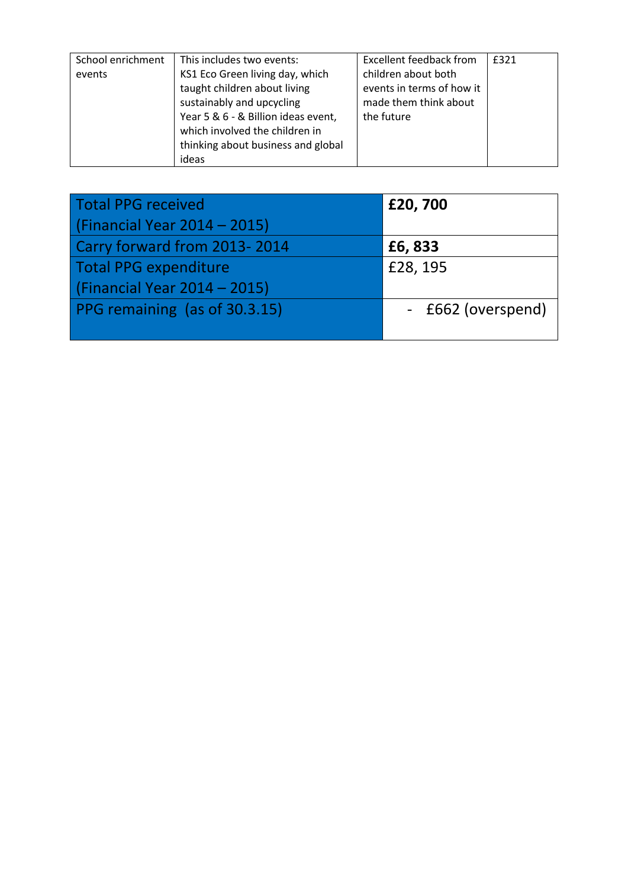| | | | |
|---|---|---|---|
| School enrichment events | This includes two events:<br>KS1 Eco Green living day, which taught children about living sustainably and upcycling<br>Year 5 & 6 - & Billion ideas event, which involved the children in thinking about business and global ideas | Excellent feedback from children about both events in terms of how it made them think about the future | £321 |

| | |
|---|---|
| Total PPG received (Financial Year 2014 – 2015) | **£20, 700** |
| Carry forward from 2013- 2014 | **£6, 833** |
| Total PPG expenditure (Financial Year 2014 – 2015) | £28, 195 |
| PPG remaining (as of 30.3.15) | - £662 (overspend) |